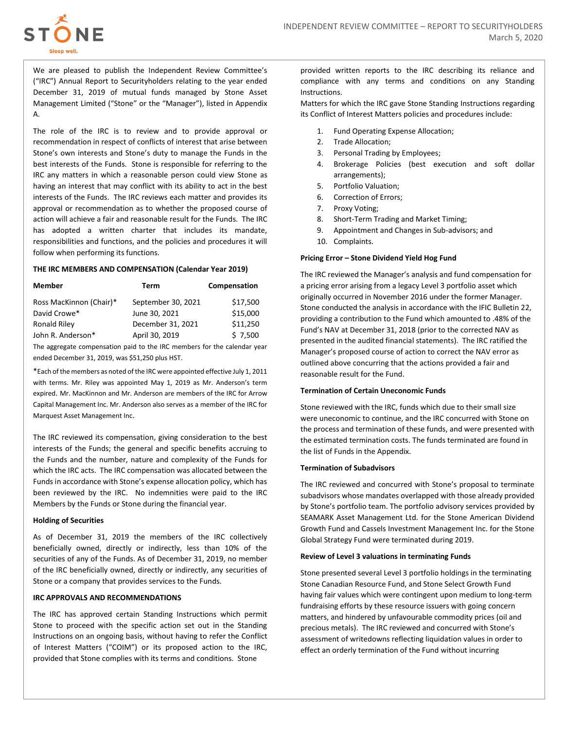# INDEPENDENT REVIEW COMMITTEE – REPORT TO SECURITYHOLDERS

March 5, 2020

We are pleased to publish the Independent Review Committee's ("IRC") Annual Report to Securityholders relating to the year ended December 31, 2019 of mutual funds managed by Stone Asset Management Limited ("Stone" or the "Manager"), listed in Appendix A.

The role of the IRC is to review and to provide approval or recommendation in respect of conflicts of interest that arise between Stone's own interests and Stone's duty to manage the Funds in the best interests of the Funds. Stone is responsible for referring to the IRC any matters in which a reasonable person could view Stone as having an interest that may conflict with its ability to act in the best interests of the Funds. The IRC reviews each matter and provides its approval or recommendation as to whether the proposed course of action will achieve a fair and reasonable result for the Funds. The IRC has adopted a written charter that includes its mandate, responsibilities and functions, and the policies and procedures it will follow when performing its functions.

**THE IRC MEMBERS AND COMPENSATION (Calendar Year 2019)**

| Member | Term | Compensation |
|---|---|---|
| Ross MacKinnon (Chair)* | September 30, 2021 | $17,500 |
| David Crowe* | June 30, 2021 | $15,000 |
| Ronald Riley | December 31, 2021 | $11,250 |
| John R. Anderson* | April 30, 2019 | $ 7,500 |

The aggregate compensation paid to the IRC members for the calendar year ended December 31, 2019, was $51,250 plus HST.

*Each of the members as noted of the IRC were appointed effective July 1, 2011 with terms. Mr. Riley was appointed May 1, 2019 as Mr. Anderson's term expired. Mr. MacKinnon and Mr. Anderson are members of the IRC for Arrow Capital Management Inc. Mr. Anderson also serves as a member of the IRC for Marquest Asset Management Inc.

The IRC reviewed its compensation, giving consideration to the best interests of the Funds; the general and specific benefits accruing to the Funds and the number, nature and complexity of the Funds for which the IRC acts. The IRC compensation was allocated between the Funds in accordance with Stone's expense allocation policy, which has been reviewed by the IRC. No indemnities were paid to the IRC Members by the Funds or Stone during the financial year.

**Holding of Securities**

As of December 31, 2019 the members of the IRC collectively beneficially owned, directly or indirectly, less than 10% of the securities of any of the Funds. As of December 31, 2019, no member of the IRC beneficially owned, directly or indirectly, any securities of Stone or a company that provides services to the Funds.

**IRC APPROVALS AND RECOMMENDATIONS**

The IRC has approved certain Standing Instructions which permit Stone to proceed with the specific action set out in the Standing Instructions on an ongoing basis, without having to refer the Conflict of Interest Matters ("COIM") or its proposed action to the IRC, provided that Stone complies with its terms and conditions. Stone provided written reports to the IRC describing its reliance and compliance with any terms and conditions on any Standing Instructions.

Matters for which the IRC gave Stone Standing Instructions regarding its Conflict of Interest Matters policies and procedures include:

1. Fund Operating Expense Allocation;
2. Trade Allocation;
3. Personal Trading by Employees;
4. Brokerage Policies (best execution and soft dollar arrangements);
5. Portfolio Valuation;
6. Correction of Errors;
7. Proxy Voting;
8. Short-Term Trading and Market Timing;
9. Appointment and Changes in Sub-advisors; and
10. Complaints.

**Pricing Error – Stone Dividend Yield Hog Fund**

The IRC reviewed the Manager's analysis and fund compensation for a pricing error arising from a legacy Level 3 portfolio asset which originally occurred in November 2016 under the former Manager. Stone conducted the analysis in accordance with the IFIC Bulletin 22, providing a contribution to the Fund which amounted to .48% of the Fund's NAV at December 31, 2018 (prior to the corrected NAV as presented in the audited financial statements). The IRC ratified the Manager's proposed course of action to correct the NAV error as outlined above concurring that the actions provided a fair and reasonable result for the Fund.

**Termination of Certain Uneconomic Funds**

Stone reviewed with the IRC, funds which due to their small size were uneconomic to continue, and the IRC concurred with Stone on the process and termination of these funds, and were presented with the estimated termination costs. The funds terminated are found in the list of Funds in the Appendix.

**Termination of Subadvisors**

The IRC reviewed and concurred with Stone's proposal to terminate subadvisors whose mandates overlapped with those already provided by Stone's portfolio team. The portfolio advisory services provided by SEAMARK Asset Management Ltd. for the Stone American Dividend Growth Fund and Cassels Investment Management Inc. for the Stone Global Strategy Fund were terminated during 2019.

**Review of Level 3 valuations in terminating Funds**

Stone presented several Level 3 portfolio holdings in the terminating Stone Canadian Resource Fund, and Stone Select Growth Fund having fair values which were contingent upon medium to long-term fundraising efforts by these resource issuers with going concern matters, and hindered by unfavourable commodity prices (oil and precious metals). The IRC reviewed and concurred with Stone's assessment of writedowns reflecting liquidation values in order to effect an orderly termination of the Fund without incurring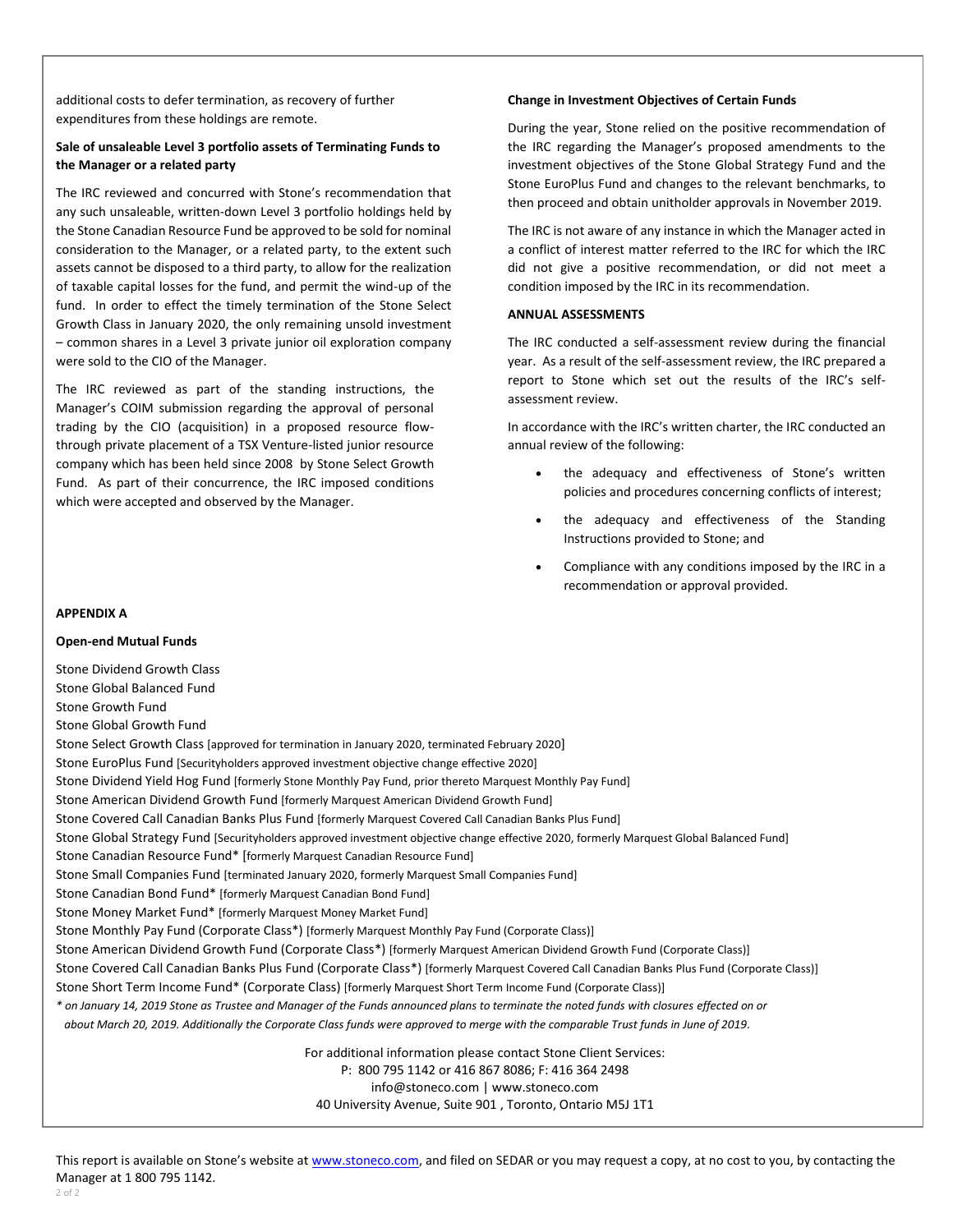additional costs to defer termination, as recovery of further expenditures from these holdings are remote.

**Sale of unsaleable Level 3 portfolio assets of Terminating Funds to the Manager or a related party**

The IRC reviewed and concurred with Stone's recommendation that any such unsaleable, written-down Level 3 portfolio holdings held by the Stone Canadian Resource Fund be approved to be sold for nominal consideration to the Manager, or a related party, to the extent such assets cannot be disposed to a third party, to allow for the realization of taxable capital losses for the fund, and permit the wind-up of the fund. In order to effect the timely termination of the Stone Select Growth Class in January 2020, the only remaining unsold investment – common shares in a Level 3 private junior oil exploration company were sold to the CIO of the Manager.

The IRC reviewed as part of the standing instructions, the Manager's COIM submission regarding the approval of personal trading by the CIO (acquisition) in a proposed resource flow-through private placement of a TSX Venture-listed junior resource company which has been held since 2008 by Stone Select Growth Fund. As part of their concurrence, the IRC imposed conditions which were accepted and observed by the Manager.

**Change in Investment Objectives of Certain Funds**

During the year, Stone relied on the positive recommendation of the IRC regarding the Manager's proposed amendments to the investment objectives of the Stone Global Strategy Fund and the Stone EuroPlus Fund and changes to the relevant benchmarks, to then proceed and obtain unitholder approvals in November 2019.

The IRC is not aware of any instance in which the Manager acted in a conflict of interest matter referred to the IRC for which the IRC did not give a positive recommendation, or did not meet a condition imposed by the IRC in its recommendation.

**ANNUAL ASSESSMENTS**

The IRC conducted a self-assessment review during the financial year. As a result of the self-assessment review, the IRC prepared a report to Stone which set out the results of the IRC's self-assessment review.

In accordance with the IRC's written charter, the IRC conducted an annual review of the following:

- the adequacy and effectiveness of Stone's written policies and procedures concerning conflicts of interest;
- the adequacy and effectiveness of the Standing Instructions provided to Stone; and
- Compliance with any conditions imposed by the IRC in a recommendation or approval provided.

**APPENDIX A**

**Open-end Mutual Funds**

Stone Dividend Growth Class
Stone Global Balanced Fund
Stone Growth Fund
Stone Global Growth Fund
Stone Select Growth Class [approved for termination in January 2020, terminated February 2020]
Stone EuroPlus Fund [Securityholders approved investment objective change effective 2020]
Stone Dividend Yield Hog Fund [formerly Stone Monthly Pay Fund, prior thereto Marquest Monthly Pay Fund]
Stone American Dividend Growth Fund [formerly Marquest American Dividend Growth Fund]
Stone Covered Call Canadian Banks Plus Fund [formerly Marquest Covered Call Canadian Banks Plus Fund]
Stone Global Strategy Fund [Securityholders approved investment objective change effective 2020, formerly Marquest Global Balanced Fund]
Stone Canadian Resource Fund* [formerly Marquest Canadian Resource Fund]
Stone Small Companies Fund [terminated January 2020, formerly Marquest Small Companies Fund]
Stone Canadian Bond Fund* [formerly Marquest Canadian Bond Fund]
Stone Money Market Fund* [formerly Marquest Money Market Fund]
Stone Monthly Pay Fund (Corporate Class*) [formerly Marquest Monthly Pay Fund (Corporate Class)]
Stone American Dividend Growth Fund (Corporate Class*) [formerly Marquest American Dividend Growth Fund (Corporate Class)]
Stone Covered Call Canadian Banks Plus Fund (Corporate Class*) [formerly Marquest Covered Call Canadian Banks Plus Fund (Corporate Class)]
Stone Short Term Income Fund* (Corporate Class) [formerly Marquest Short Term Income Fund (Corporate Class)]

*\* on January 14, 2019 Stone as Trustee and Manager of the Funds announced plans to terminate the noted funds with closures effected on or about March 20, 2019. Additionally the Corporate Class funds were approved to merge with the comparable Trust funds in June of 2019.*

For additional information please contact Stone Client Services:
P: 800 795 1142 or 416 867 8086; F: 416 364 2498
info@stoneco.com | www.stoneco.com
40 University Avenue, Suite 901 , Toronto, Ontario M5J 1T1

This report is available on Stone's website at www.stoneco.com, and filed on SEDAR or you may request a copy, at no cost to you, by contacting the Manager at 1 800 795 1142.